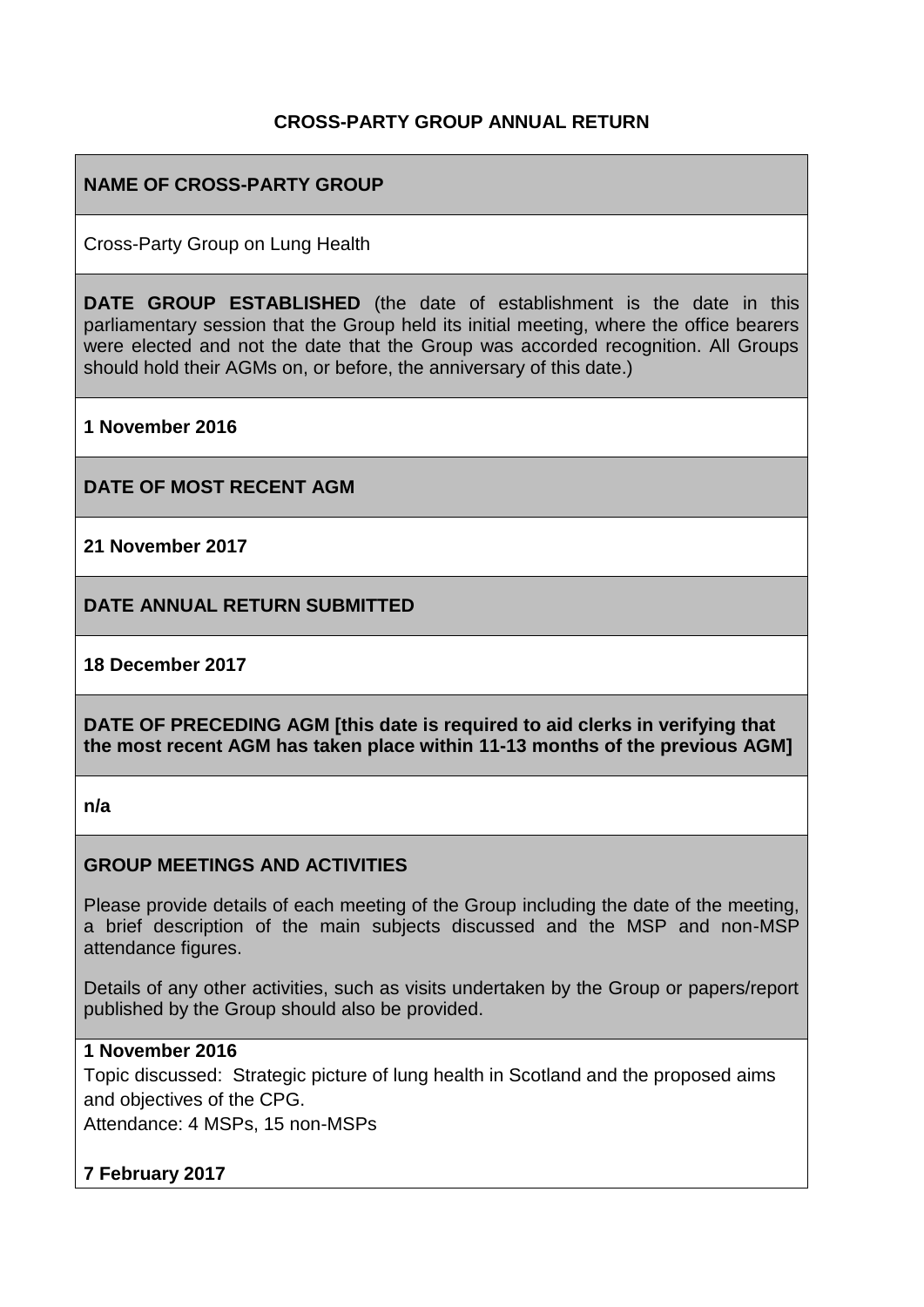# CROSS-PARTY GROUP ANNUAL RETURN

**NAME OF CROSS-PARTY GROUP**

Cross-Party Group on Lung Health

**DATE GROUP ESTABLISHED** (the date of establishment is the date in this parliamentary session that the Group held its initial meeting, where the office bearers were elected and not the date that the Group was accorded recognition. All Groups should hold their AGMs on, or before, the anniversary of this date.)

**1 November 2016**

**DATE OF MOST RECENT AGM**

**21 November 2017**

**DATE ANNUAL RETURN SUBMITTED**

**18 December 2017**

**DATE OF PRECEDING AGM [this date is required to aid clerks in verifying that the most recent AGM has taken place within 11-13 months of the previous AGM]**

**n/a**

**GROUP MEETINGS AND ACTIVITIES**

Please provide details of each meeting of the Group including the date of the meeting, a brief description of the main subjects discussed and the MSP and non-MSP attendance figures.

Details of any other activities, such as visits undertaken by the Group or papers/report published by the Group should also be provided.

**1 November 2016**

Topic discussed: Strategic picture of lung health in Scotland and the proposed aims and objectives of the CPG.

Attendance: 4 MSPs, 15 non-MSPs

**7 February 2017**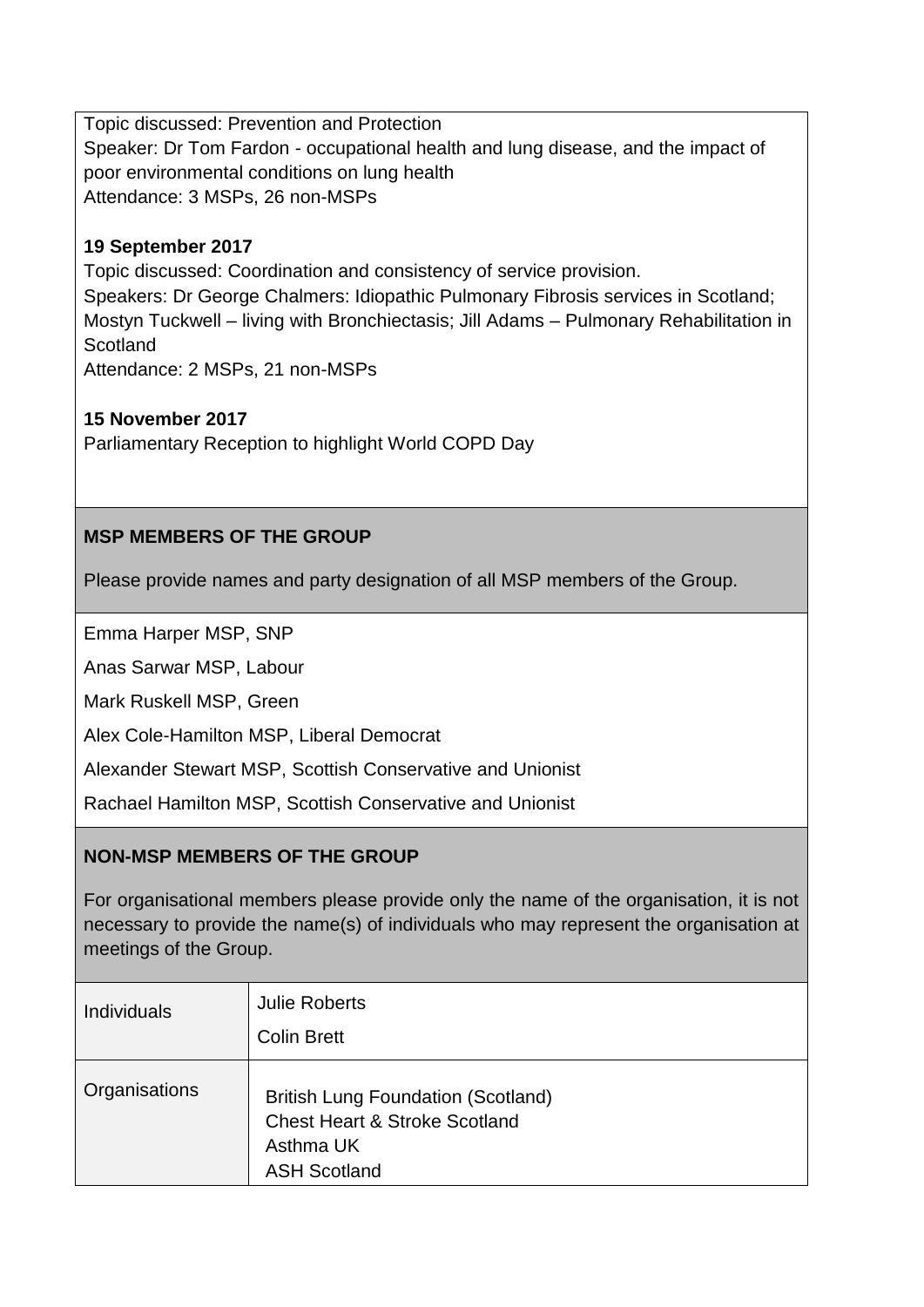Topic discussed: Prevention and Protection
Speaker: Dr Tom Fardon - occupational health and lung disease, and the impact of poor environmental conditions on lung health
Attendance: 3 MSPs, 26 non-MSPs

**19 September 2017**
Topic discussed: Coordination and consistency of service provision.
Speakers: Dr George Chalmers: Idiopathic Pulmonary Fibrosis services in Scotland; Mostyn Tuckwell – living with Bronchiectasis; Jill Adams – Pulmonary Rehabilitation in Scotland
Attendance: 2 MSPs, 21 non-MSPs

**15 November 2017**
Parliamentary Reception to highlight World COPD Day

**MSP MEMBERS OF THE GROUP**

Please provide names and party designation of all MSP members of the Group.

Emma Harper MSP, SNP

Anas Sarwar MSP, Labour

Mark Ruskell MSP, Green

Alex Cole-Hamilton MSP, Liberal Democrat

Alexander Stewart MSP, Scottish Conservative and Unionist

Rachael Hamilton MSP, Scottish Conservative and Unionist

**NON-MSP MEMBERS OF THE GROUP**

For organisational members please provide only the name of the organisation, it is not necessary to provide the name(s) of individuals who may represent the organisation at meetings of the Group.

| | |
|---|---|
| Individuals | Julie Roberts<br>Colin Brett |
| Organisations | British Lung Foundation (Scotland)<br>Chest Heart & Stroke Scotland<br>Asthma UK<br>ASH Scotland |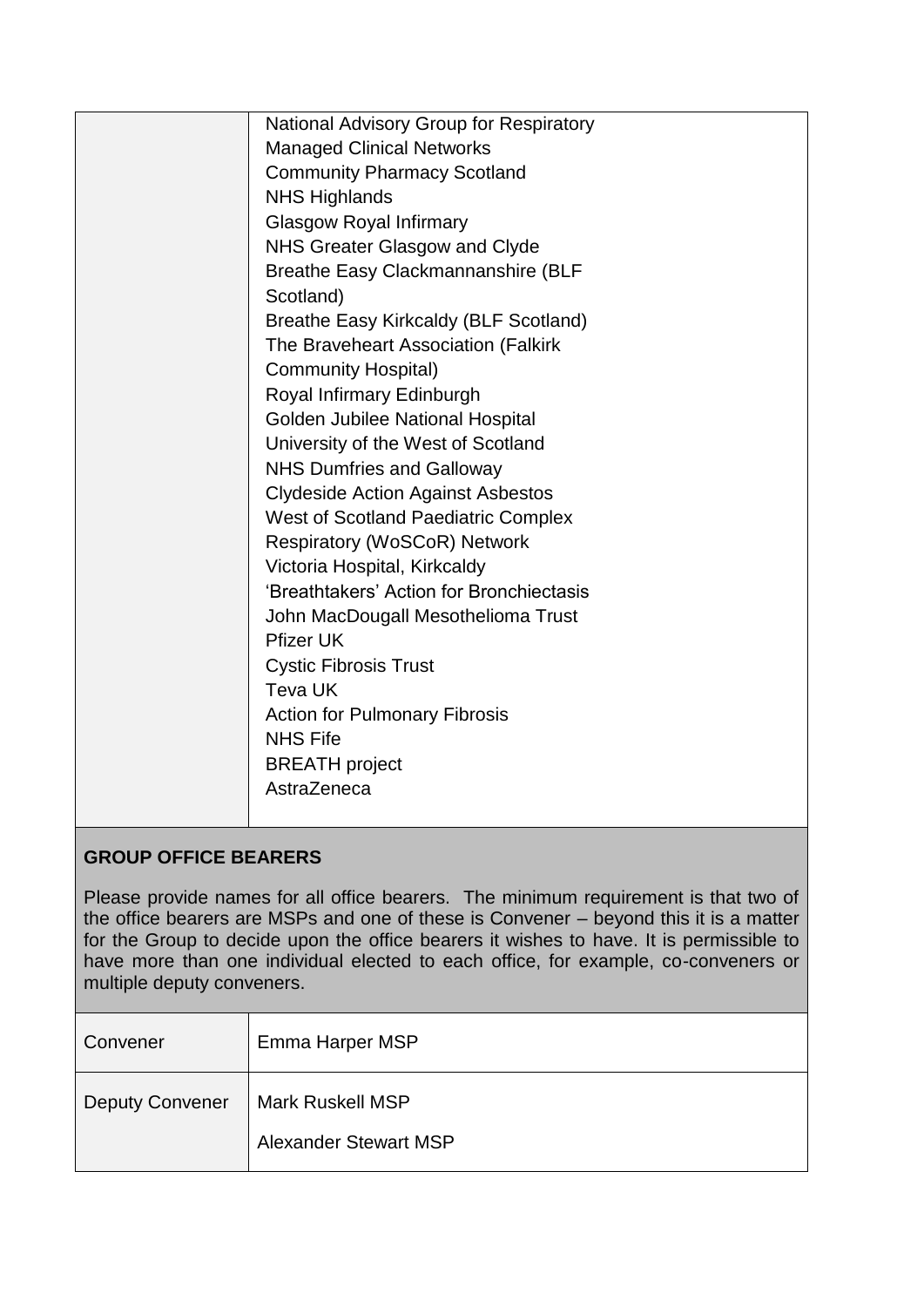| | |
|---|---|
| | National Advisory Group for Respiratory Managed Clinical Networks<br>Community Pharmacy Scotland<br>NHS Highlands<br>Glasgow Royal Infirmary<br>NHS Greater Glasgow and Clyde<br>Breathe Easy Clackmannanshire (BLF Scotland)<br>Breathe Easy Kirkcaldy (BLF Scotland)<br>The Braveheart Association (Falkirk Community Hospital)<br>Royal Infirmary Edinburgh<br>Golden Jubilee National Hospital<br>University of the West of Scotland<br>NHS Dumfries and Galloway<br>Clydeside Action Against Asbestos<br>West of Scotland Paediatric Complex Respiratory (WoSCoR) Network<br>Victoria Hospital, Kirkcaldy<br>'Breathtakers' Action for Bronchiectasis<br>John MacDougall Mesothelioma Trust<br>Pfizer UK<br>Cystic Fibrosis Trust<br>Teva UK<br>Action for Pulmonary Fibrosis<br>NHS Fife<br>BREATH project<br>AstraZeneca |

**GROUP OFFICE BEARERS**

Please provide names for all office bearers. The minimum requirement is that two of the office bearers are MSPs and one of these is Convener – beyond this it is a matter for the Group to decide upon the office bearers it wishes to have. It is permissible to have more than one individual elected to each office, for example, co-conveners or multiple deputy conveners.

| | |
|---|---|
| Convener | Emma Harper MSP |
| Deputy Convener | Mark Ruskell MSP<br>Alexander Stewart MSP |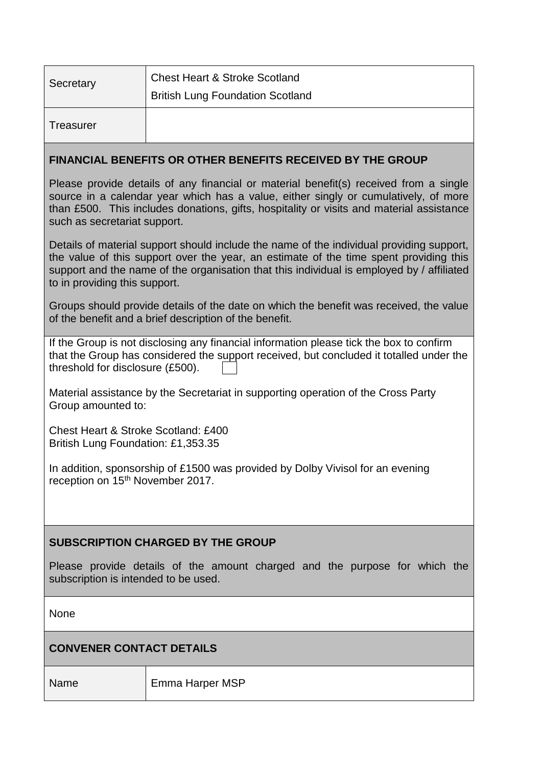| Secretary | Chest Heart & Stroke Scotland<br>British Lung Foundation Scotland |
|---|---|
| Treasurer | |

**FINANCIAL BENEFITS OR OTHER BENEFITS RECEIVED BY THE GROUP**

Please provide details of any financial or material benefit(s) received from a single source in a calendar year which has a value, either singly or cumulatively, of more than £500. This includes donations, gifts, hospitality or visits and material assistance such as secretariat support.

Details of material support should include the name of the individual providing support, the value of this support over the year, an estimate of the time spent providing this support and the name of the organisation that this individual is employed by / affiliated to in providing this support.

Groups should provide details of the date on which the benefit was received, the value of the benefit and a brief description of the benefit.

If the Group is not disclosing any financial information please tick the box to confirm that the Group has considered the support received, but concluded it totalled under the threshold for disclosure (£500). ☐

Material assistance by the Secretariat in supporting operation of the Cross Party Group amounted to:

Chest Heart & Stroke Scotland: £400
British Lung Foundation: £1,353.35

In addition, sponsorship of £1500 was provided by Dolby Vivisol for an evening reception on 15th November 2017.

**SUBSCRIPTION CHARGED BY THE GROUP**

Please provide details of the amount charged and the purpose for which the subscription is intended to be used.

None

**CONVENER CONTACT DETAILS**

| Name | Emma Harper MSP |
|---|---|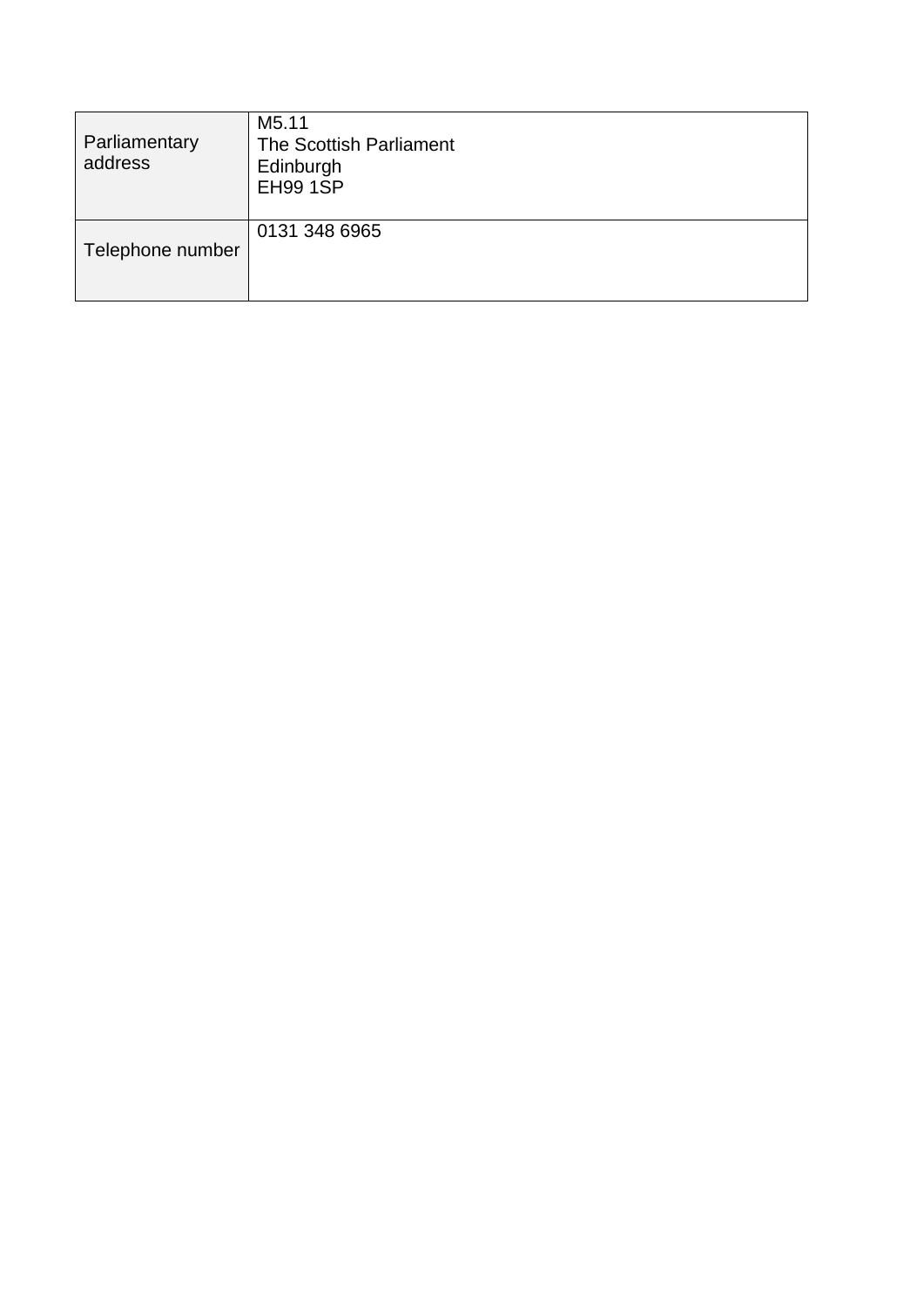| | |
|---|---|
| Parliamentary address | M5.11<br>The Scottish Parliament<br>Edinburgh<br>EH99 1SP |
| Telephone number | 0131 348 6965 |